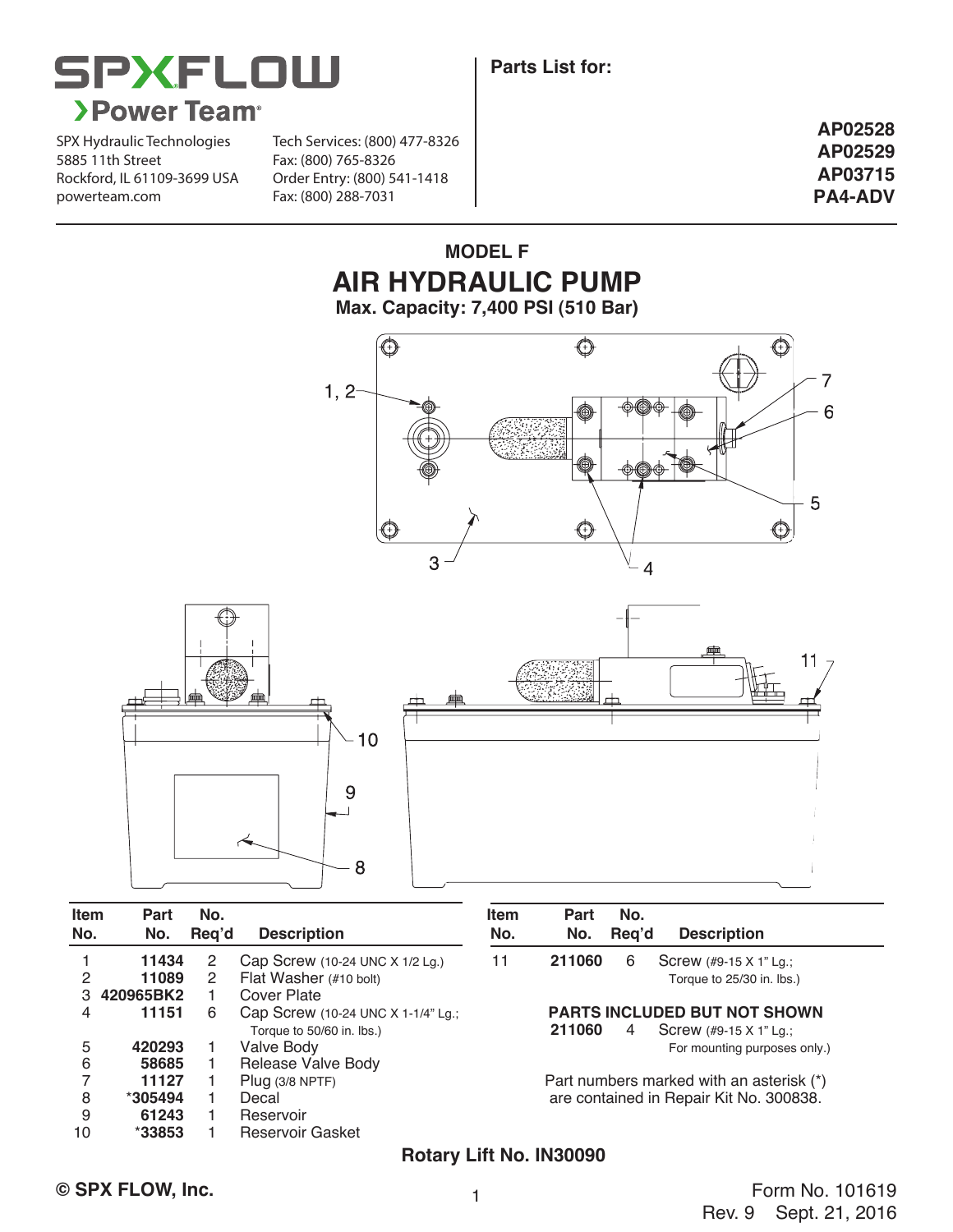SPXFLOW

**Power Team**

SPX Hydraulic Technologies
5885 11th Street
Rockford, IL 61109-3699 USA
powerteam.com

Tech Services: (800) 477-8326
Fax: (800) 765-8326
Order Entry: (800) 541-1418
Fax: (800) 288-7031

**Parts List for:**

**AP02528**
**AP02529**
**AP03715**
**PA4-ADV**

## MODEL F

# AIR HYDRAULIC PUMP

**Max. Capacity: 7,400 PSI (510 Bar)**

| Item No. | Part No. | No. Req'd | Description |
|---|---|---|---|
| 1 | **11434** | 2 | Cap Screw (10-24 UNC X 1/2 Lg.) |
| 2 | **11089** | 2 | Flat Washer (#10 bolt) |
| 3 | **420965BK2** | 1 | Cover Plate |
| 4 | **11151** | 6 | Cap Screw (10-24 UNC X 1-1/4" Lg.; Torque to 50/60 in. lbs.) |
| 5 | **420293** | 1 | Valve Body |
| 6 | **58685** | 1 | Release Valve Body |
| 7 | **11127** | 1 | Plug (3/8 NPTF) |
| 8 | ***305494** | 1 | Decal |
| 9 | **61243** | 1 | Reservoir |
| 10 | ***33853** | 1 | Reservoir Gasket |
| 11 | **211060** | 6 | Screw (#9-15 X 1" Lg.; Torque to 25/30 in. lbs.) |

**PARTS INCLUDED BUT NOT SHOWN**

| Part No. | No. Req'd | Description |
|---|---|---|
| **211060** | 4 | Screw (#9-15 X 1" Lg.; For mounting purposes only.) |

Part numbers marked with an asterisk (*) are contained in Repair Kit No. 300838.

**Rotary Lift No. IN30090**

**© SPX FLOW, Inc.**

Form No. 101619
Rev. 9 Sept. 21, 2016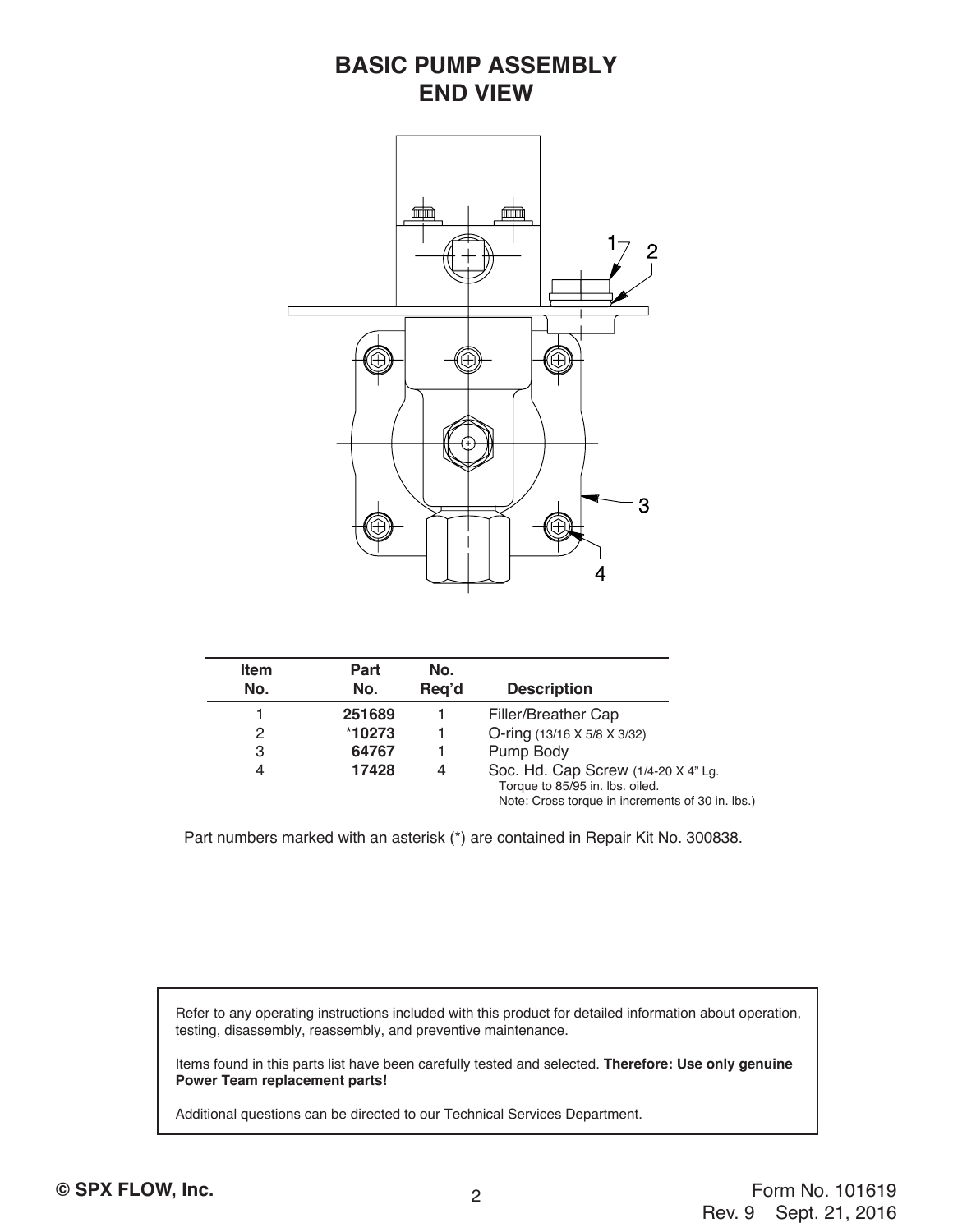# BASIC PUMP ASSEMBLY
## END VIEW

| Item No. | Part No. | No. Req'd | Description |
|---|---|---|---|
| 1 | **251689** | 1 | Filler/Breather Cap |
| 2 | ***10273** | 1 | O-ring (13/16 X 5/8 X 3/32) |
| 3 | **64767** | 1 | Pump Body |
| 4 | **17428** | 4 | Soc. Hd. Cap Screw (1/4-20 X 4" Lg. Torque to 85/95 in. lbs. oiled. Note: Cross torque in increments of 30 in. lbs.) |

Part numbers marked with an asterisk (*) are contained in Repair Kit No. 300838.

Refer to any operating instructions included with this product for detailed information about operation, testing, disassembly, reassembly, and preventive maintenance.

Items found in this parts list have been carefully tested and selected. **Therefore: Use only genuine Power Team replacement parts!**

Additional questions can be directed to our Technical Services Department.

**© SPX FLOW, Inc.**

Form No. 101619
Rev. 9 Sept. 21, 2016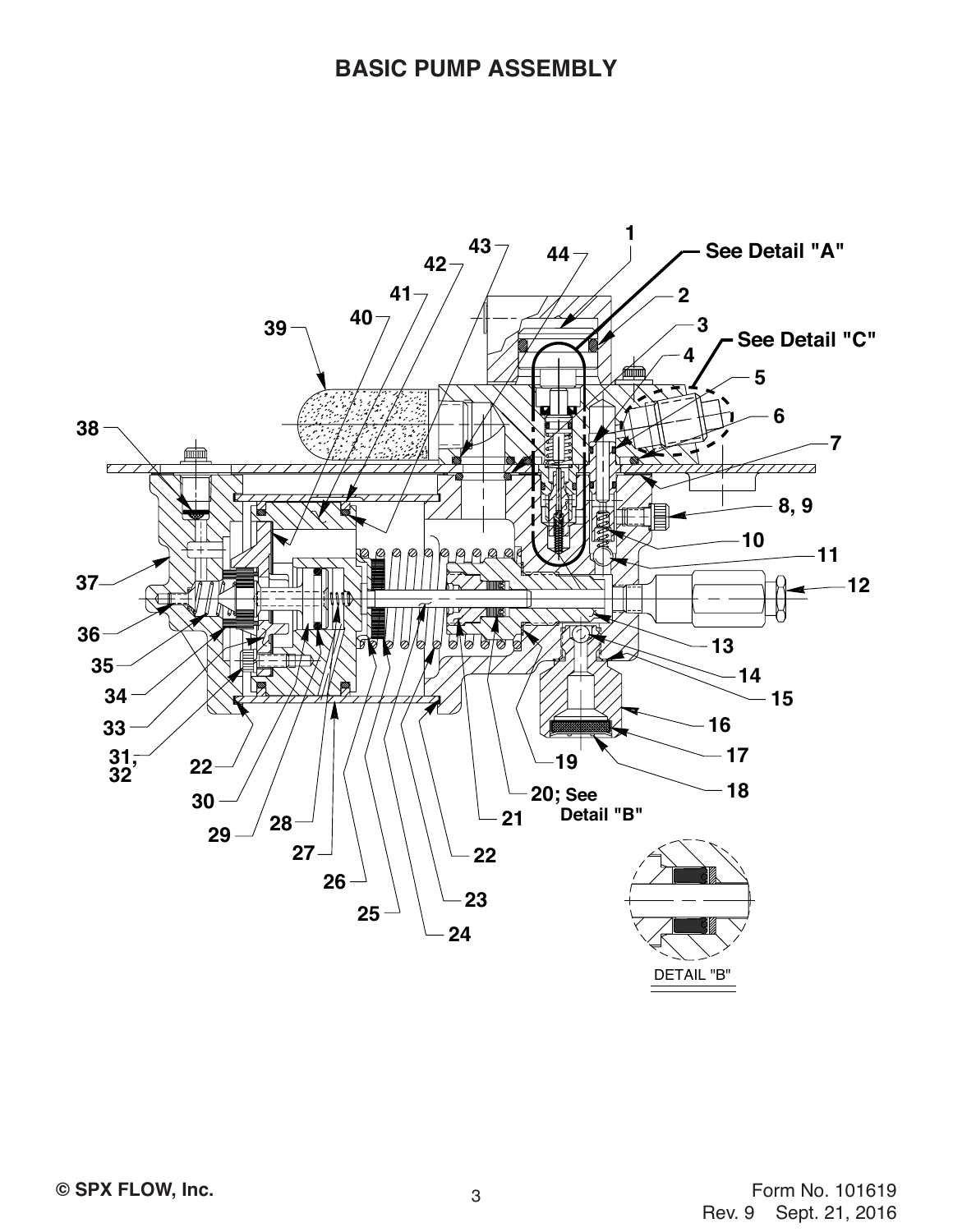## BASIC PUMP ASSEMBLY

1

2

3

4

5

6

7

8, 9

10

11

12

13

14

15

16

17

18

19

20; See Detail "B"

21

22

23

24

25

26

27

28

29

30

31, 32

33

34

35

36

37

38

39

40

41

42

43

44

See Detail "A"

See Detail "C"

DETAIL "B"

© SPX FLOW, Inc.

Form No. 101619
Rev. 9 Sept. 21, 2016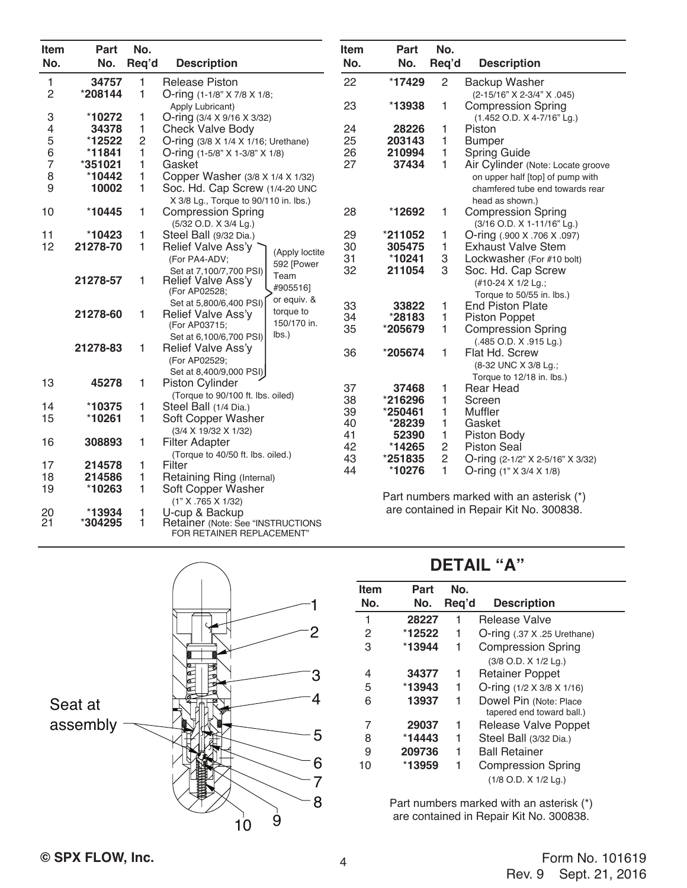| Item No. | Part No. | No. Req'd | Description |
|---|---|---|---|
| 1 | 34757 | 1 | Release Piston |
| 2 | *208144 | 1 | O-ring (1-1/8" X 7/8 X 1/8; Apply Lubricant) |
| 3 | *10272 | 1 | O-ring (3/4 X 9/16 X 3/32) |
| 4 | 34378 | 1 | Check Valve Body |
| 5 | *12522 | 2 | O-ring (3/8 X 1/4 X 1/16; Urethane) |
| 6 | *11841 | 1 | O-ring (1-5/8" X 1-3/8" X 1/8) |
| 7 | *351021 | 1 | Gasket |
| 8 | *10442 | 1 | Copper Washer (3/8 X 1/4 X 1/32) |
| 9 | 10002 | 1 | Soc. Hd. Cap Screw (1/4-20 UNC X 3/8 Lg., Torque to 90/110 in. lbs.) |
| 10 | *10445 | 1 | Compression Spring (5/32 O.D. X 3/4 Lg.) |
| 11 | *10423 | 1 | Steel Ball (9/32 Dia.) |
| 12 | 21278-70 | 1 | Relief Valve Ass'y (For PA4-ADV; Set at 7,100/7,700 PSI) (Apply loctite 592 [Power Team #905516] or equiv. & torque to 150/170 in. lbs.) |
| | 21278-57 | 1 | Relief Valve Ass'y (For AP02528; Set at 5,800/6,400 PSI) (Apply loctite 592 [Power Team #905516] or equiv. & torque to 150/170 in. lbs.) |
| | 21278-60 | 1 | Relief Valve Ass'y (For AP03715; Set at 6,100/6,700 PSI) (Apply loctite 592 [Power Team #905516] or equiv. & torque to 150/170 in. lbs.) |
| | 21278-83 | 1 | Relief Valve Ass'y (For AP02529; Set at 8,400/9,000 PSI) (Apply loctite 592 [Power Team #905516] or equiv. & torque to 150/170 in. lbs.) |
| 13 | 45278 | 1 | Piston Cylinder (Torque to 90/100 ft. lbs. oiled) |
| 14 | *10375 | 1 | Steel Ball (1/4 Dia.) |
| 15 | *10261 | 1 | Soft Copper Washer (3/4 X 19/32 X 1/32) |
| 16 | 308893 | 1 | Filter Adapter (Torque to 40/50 ft. lbs. oiled.) |
| 17 | 214578 | 1 | Filter |
| 18 | 214586 | 1 | Retaining Ring (Internal) |
| 19 | *10263 | 1 | Soft Copper Washer (1" X .765 X 1/32) |
| 20 | *13934 | 1 | U-cup & Backup |
| 21 | *304295 | 1 | Retainer (Note: See "INSTRUCTIONS FOR RETAINER REPLACEMENT" |
| 22 | *17429 | 2 | Backup Washer (2-15/16" X 2-3/4" X .045) |
| 23 | *13938 | 1 | Compression Spring (1.452 O.D. X 4-7/16" Lg.) |
| 24 | 28226 | 1 | Piston |
| 25 | 203143 | 1 | Bumper |
| 26 | 210994 | 1 | Spring Guide |
| 27 | 37434 | 1 | Air Cylinder (Note: Locate groove on upper half [top] of pump with chamfered tube end towards rear head as shown.) |
| 28 | *12692 | 1 | Compression Spring (3/16 O.D. X 1-11/16" Lg.) |
| 29 | *211052 | 1 | O-ring (.900 X .706 X .097) |
| 30 | 305475 | 1 | Exhaust Valve Stem |
| 31 | *10241 | 3 | Lockwasher (For #10 bolt) |
| 32 | 211054 | 3 | Soc. Hd. Cap Screw (#10-24 X 1/2 Lg.; Torque to 50/55 in. lbs.) |
| 33 | 33822 | 1 | End Piston Plate |
| 34 | *28183 | 1 | Piston Poppet |
| 35 | *205679 | 1 | Compression Spring (.485 O.D. X .915 Lg.) |
| 36 | *205674 | 1 | Flat Hd. Screw (8-32 UNC X 3/8 Lg.; Torque to 12/18 in. lbs.) |
| 37 | 37468 | 1 | Rear Head |
| 38 | *216296 | 1 | Screen |
| 39 | *250461 | 1 | Muffler |
| 40 | *28239 | 1 | Gasket |
| 41 | 52390 | 1 | Piston Body |
| 42 | *14265 | 2 | Piston Seal |
| 43 | *251835 | 2 | O-ring (2-1/2" X 2-5/16" X 3/32) |
| 44 | *10276 | 1 | O-ring (1" X 3/4 X 1/8) |

Part numbers marked with an asterisk (*) are contained in Repair Kit No. 300838.

Seat at assembly

## DETAIL "A"

| Item No. | Part No. | No. Req'd | Description |
|---|---|---|---|
| 1 | 28227 | 1 | Release Valve |
| 2 | *12522 | 1 | O-ring (.37 X .25 Urethane) |
| 3 | *13944 | 1 | Compression Spring (3/8 O.D. X 1/2 Lg.) |
| 4 | 34377 | 1 | Retainer Poppet |
| 5 | *13943 | 1 | O-ring (1/2 X 3/8 X 1/16) |
| 6 | 13937 | 1 | Dowel Pin (Note: Place tapered end toward ball.) |
| 7 | 29037 | 1 | Release Valve Poppet |
| 8 | *14443 | 1 | Steel Ball (3/32 Dia.) |
| 9 | 209736 | 1 | Ball Retainer |
| 10 | *13959 | 1 | Compression Spring (1/8 O.D. X 1/2 Lg.) |

Part numbers marked with an asterisk (*) are contained in Repair Kit No. 300838.

© SPX FLOW, Inc.

Form No. 101619
Rev. 9 Sept. 21, 2016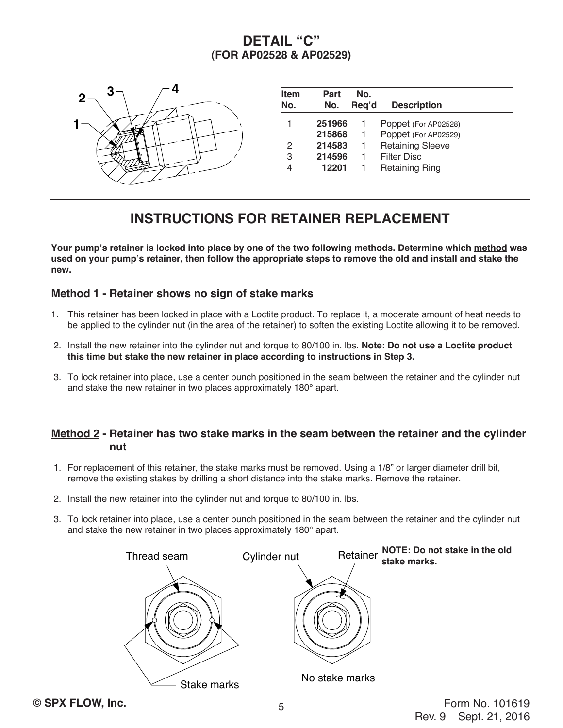## DETAIL "C"
### (FOR AP02528 & AP02529)

| Item No. | Part No. | No. Req'd | Description |
|---|---|---|---|
| 1 | **251966** | 1 | Poppet (For AP02528) |
| | **215868** | 1 | Poppet (For AP02529) |
| 2 | **214583** | 1 | Retaining Sleeve |
| 3 | **214596** | 1 | Filter Disc |
| 4 | **12201** | 1 | Retaining Ring |

## INSTRUCTIONS FOR RETAINER REPLACEMENT

**Your pump's retainer is locked into place by one of the two following methods. Determine which method was used on your pump's retainer, then follow the appropriate steps to remove the old and install and stake the new.**

### Method 1 - Retainer shows no sign of stake marks

1. This retainer has been locked in place with a Loctite product. To replace it, a moderate amount of heat needs to be applied to the cylinder nut (in the area of the retainer) to soften the existing Loctite allowing it to be removed.
2. Install the new retainer into the cylinder nut and torque to 80/100 in. lbs. **Note: Do not use a Loctite product this time but stake the new retainer in place according to instructions in Step 3.**
3. To lock retainer into place, use a center punch positioned in the seam between the retainer and the cylinder nut and stake the new retainer in two places approximately 180° apart.

### Method 2 - Retainer has two stake marks in the seam between the retainer and the cylinder nut

1. For replacement of this retainer, the stake marks must be removed. Using a 1/8" or larger diameter drill bit, remove the existing stakes by drilling a short distance into the stake marks. Remove the retainer.
2. Install the new retainer into the cylinder nut and torque to 80/100 in. lbs.
3. To lock retainer into place, use a center punch positioned in the seam between the retainer and the cylinder nut and stake the new retainer in two places approximately 180° apart.

Thread seam

Cylinder nut

Retainer

**NOTE: Do not stake in the old stake marks.**

Stake marks

No stake marks

© SPX FLOW, Inc.

Form No. 101619
Rev. 9 Sept. 21, 2016